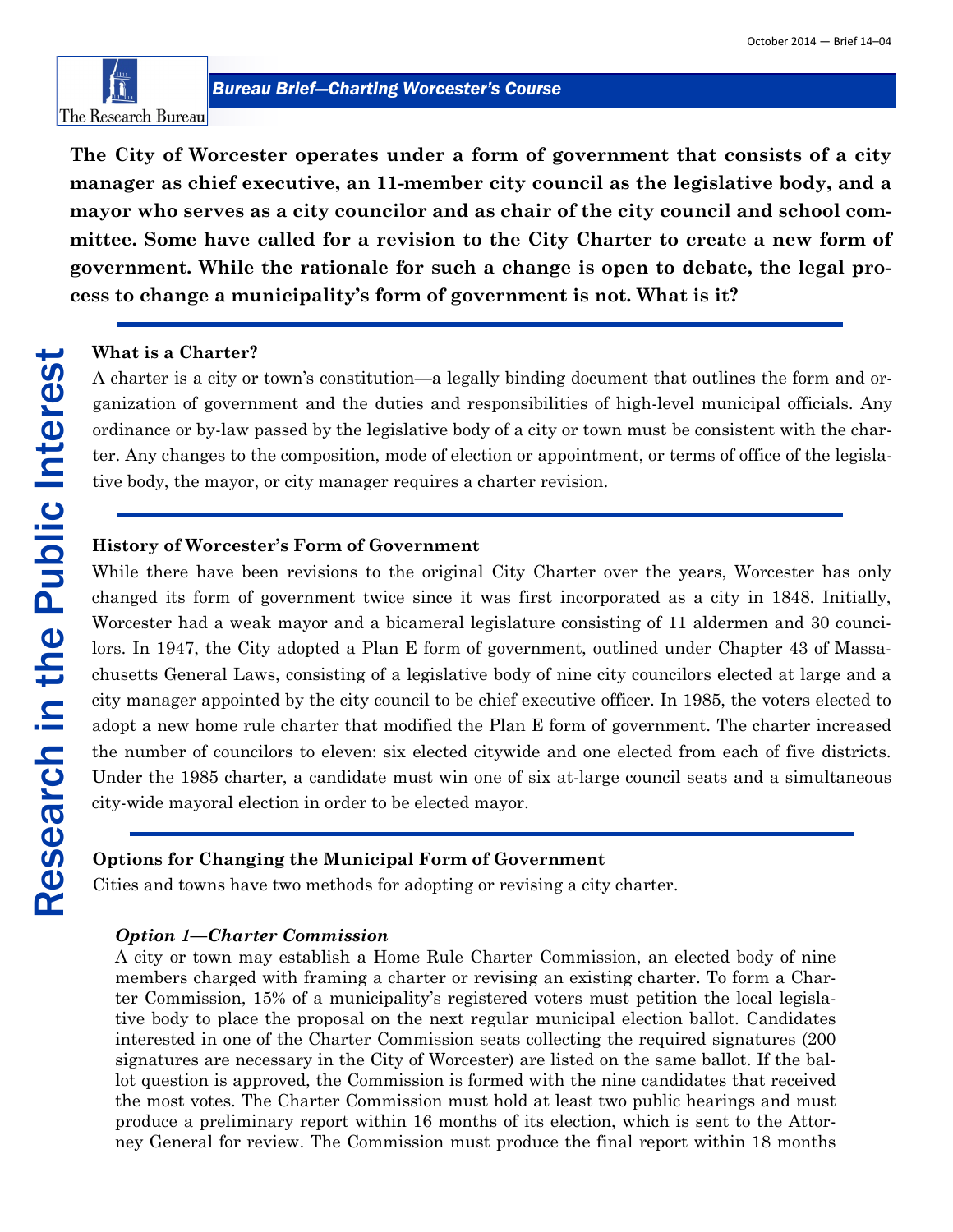**Bureau Brief—Charting Worcester's Course**

**The City of Worcester operates under a form of government that consists of a city manager as chief executive, an 11-member city council as the legislative body, and a mayor who serves as a city councilor and as chair of the city council and school committee. Some have called for a revision to the City Charter to create a new form of government. While the rationale for such a change is open to debate, the legal process to change a municipality's form of government is not. What is it?**

### What is a Charter?

A charter is a city or town's constitution—a legally binding document that outlines the form and organization of government and the duties and responsibilities of high-level municipal officials. Any ordinance or by-law passed by the legislative body of a city or town must be consistent with the charter. Any changes to the composition, mode of election or appointment, or terms of office of the legislative body, the mayor, or city manager requires a charter revision.

### History of Worcester's Form of Government

While there have been revisions to the original City Charter over the years, Worcester has only changed its form of government twice since it was first incorporated as a city in 1848. Initially, Worcester had a weak mayor and a bicameral legislature consisting of 11 aldermen and 30 councilors. In 1947, the City adopted a Plan E form of government, outlined under Chapter 43 of Massachusetts General Laws, consisting of a legislative body of nine city councilors elected at large and a city manager appointed by the city council to be chief executive officer. In 1985, the voters elected to adopt a new home rule charter that modified the Plan E form of government. The charter increased the number of councilors to eleven: six elected citywide and one elected from each of five districts. Under the 1985 charter, a candidate must win one of six at-large council seats and a simultaneous city-wide mayoral election in order to be elected mayor.

### Options for Changing the Municipal Form of Government

Cities and towns have two methods for adopting or revising a city charter.

#### *Option 1—Charter Commission*

A city or town may establish a Home Rule Charter Commission, an elected body of nine members charged with framing a charter or revising an existing charter. To form a Charter Commission, 15% of a municipality's registered voters must petition the local legislative body to place the proposal on the next regular municipal election ballot. Candidates interested in one of the Charter Commission seats collecting the required signatures (200 signatures are necessary in the City of Worcester) are listed on the same ballot. If the ballot question is approved, the Commission is formed with the nine candidates that received the most votes. The Charter Commission must hold at least two public hearings and must produce a preliminary report within 16 months of its election, which is sent to the Attorney General for review. The Commission must produce the final report within 18 months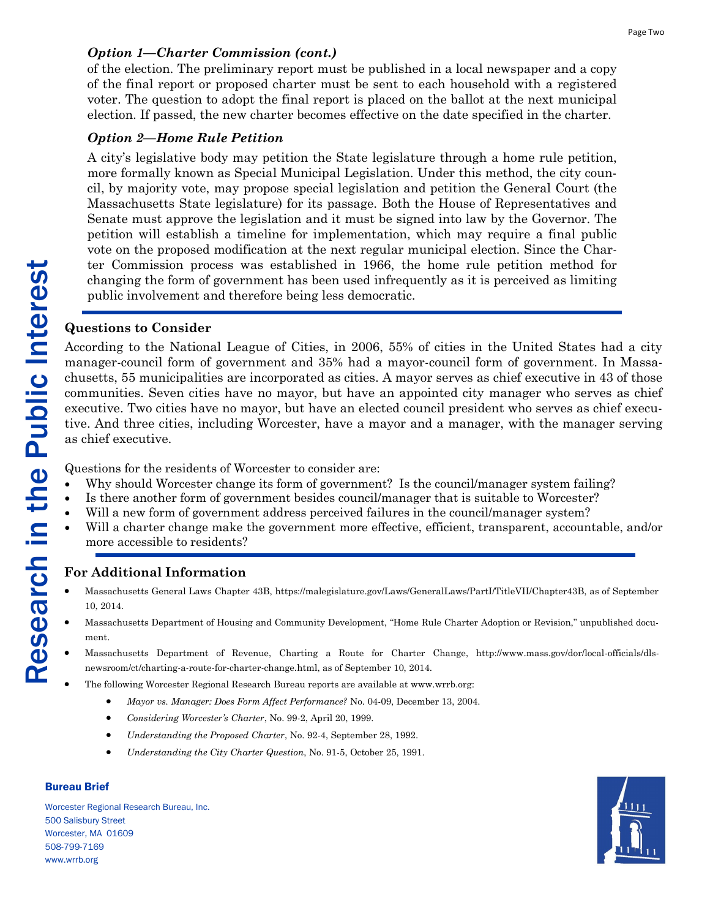### *Option 1—Charter Commission (cont.)*

of the election. The preliminary report must be published in a local newspaper and a copy of the final report or proposed charter must be sent to each household with a registered voter. The question to adopt the final report is placed on the ballot at the next municipal election. If passed, the new charter becomes effective on the date specified in the charter.

### *Option 2—Home Rule Petition*

A city's legislative body may petition the State legislature through a home rule petition, more formally known as Special Municipal Legislation. Under this method, the city council, by majority vote, may propose special legislation and petition the General Court (the Massachusetts State legislature) for its passage. Both the House of Representatives and Senate must approve the legislation and it must be signed into law by the Governor. The petition will establish a timeline for implementation, which may require a final public vote on the proposed modification at the next regular municipal election. Since the Charter Commission process was established in 1966, the home rule petition method for changing the form of government has been used infrequently as it is perceived as limiting public involvement and therefore being less democratic.

## Questions to Consider

According to the National League of Cities, in 2006, 55% of cities in the United States had a city manager-council form of government and 35% had a mayor-council form of government. In Massachusetts, 55 municipalities are incorporated as cities. A mayor serves as chief executive in 43 of those communities. Seven cities have no mayor, but have an appointed city manager who serves as chief executive. Two cities have no mayor, but have an elected council president who serves as chief executive. And three cities, including Worcester, have a mayor and a manager, with the manager serving as chief executive.

Questions for the residents of Worcester to consider are:

- Why should Worcester change its form of government? Is the council/manager system failing?
- Is there another form of government besides council/manager that is suitable to Worcester?
- Will a new form of government address perceived failures in the council/manager system?
- Will a charter change make the government more effective, efficient, transparent, accountable, and/or more accessible to residents?

## For Additional Information

- Massachusetts General Laws Chapter 43B, https://malegislature.gov/Laws/GeneralLaws/PartI/TitleVII/Chapter43B, as of September 10, 2014.
- Massachusetts Department of Housing and Community Development, "Home Rule Charter Adoption or Revision," unpublished document.
- Massachusetts Department of Revenue, Charting a Route for Charter Change, http://www.mass.gov/dor/local-officials/dls-newsroom/ct/charting-a-route-for-charter-change.html, as of September 10, 2014.
- The following Worcester Regional Research Bureau reports are available at www.wrrb.org:
  - *Mayor vs. Manager: Does Form Affect Performance?* No. 04-09, December 13, 2004.
  - *Considering Worcester's Charter*, No. 99-2, April 20, 1999.
  - *Understanding the Proposed Charter*, No. 92-4, September 28, 1992.
  - *Understanding the City Charter Question*, No. 91-5, October 25, 1991.

**Bureau Brief**

Worcester Regional Research Bureau, Inc.
500 Salisbury Street
Worcester, MA 01609
508-799-7169
www.wrrb.org